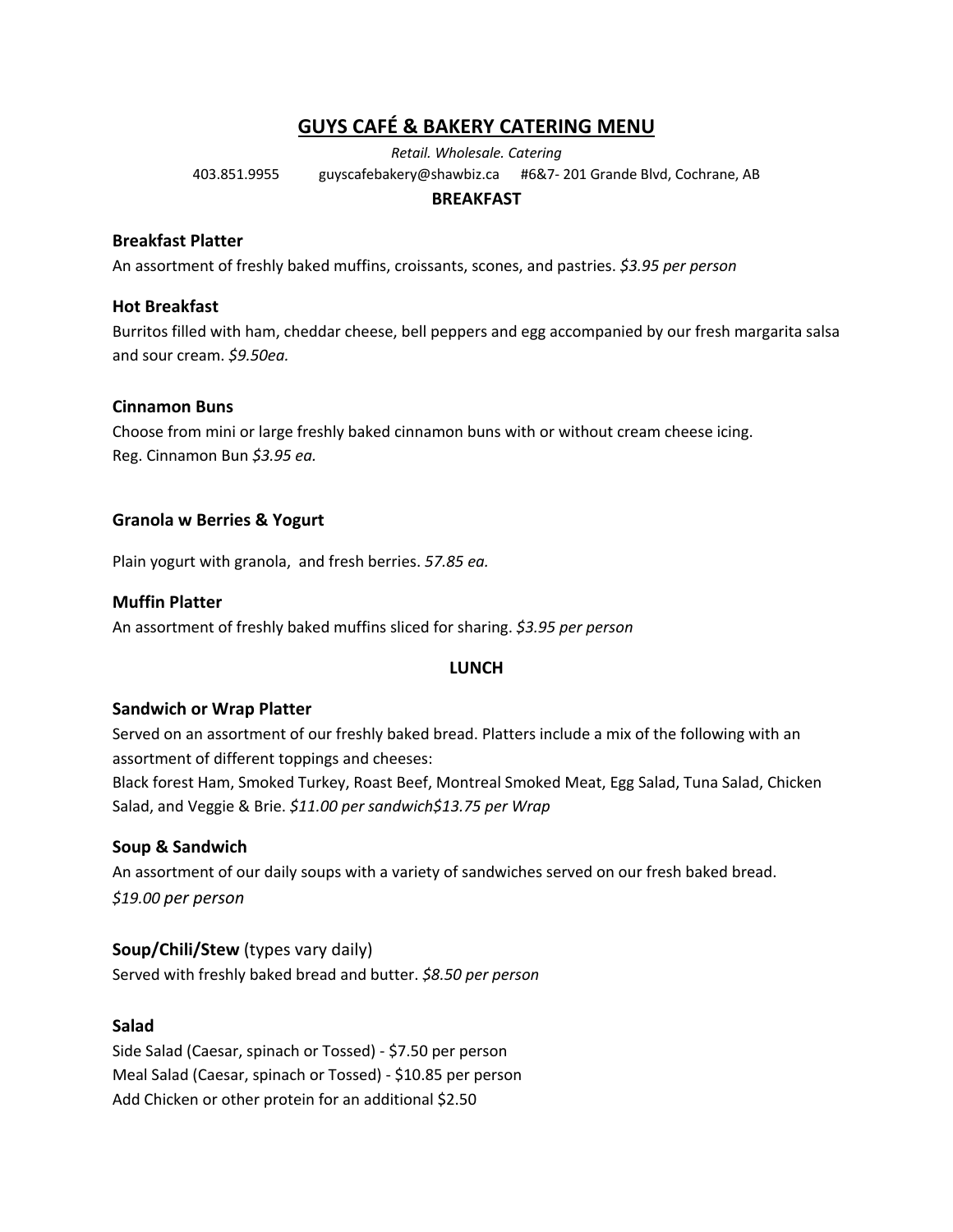# GUYS CAFÉ & BAKERY CATERING MENU

*Retail. Wholesale. Catering*

403.851.9955 guyscafebakery@shawbiz.ca #6&7- 201 Grande Blvd, Cochrane, AB

## BREAKFAST

### Breakfast Platter

An assortment of freshly baked muffins, croissants, scones, and pastries. *$3.95 per person*

### Hot Breakfast

Burritos filled with ham, cheddar cheese, bell peppers and egg accompanied by our fresh margarita salsa and sour cream. *$9.50ea.*

### Cinnamon Buns

Choose from mini or large freshly baked cinnamon buns with or without cream cheese icing.
Reg. Cinnamon Bun *$3.95 ea.*

### Granola w Berries & Yogurt

Plain yogurt with granola, and fresh berries. *57.85 ea.*

### Muffin Platter

An assortment of freshly baked muffins sliced for sharing. *$3.95 per person*

## LUNCH

### Sandwich or Wrap Platter

Served on an assortment of our freshly baked bread. Platters include a mix of the following with an assortment of different toppings and cheeses:
Black forest Ham, Smoked Turkey, Roast Beef, Montreal Smoked Meat, Egg Salad, Tuna Salad, Chicken Salad, and Veggie & Brie. *$11.00 per sandwich$13.75 per Wrap*

### Soup & Sandwich

An assortment of our daily soups with a variety of sandwiches served on our fresh baked bread.
*$19.00 per person*

### Soup/Chili/Stew (types vary daily)

Served with freshly baked bread and butter. *$8.50 per person*

### Salad

Side Salad (Caesar, spinach or Tossed) - $7.50 per person
Meal Salad (Caesar, spinach or Tossed) - $10.85 per person
Add Chicken or other protein for an additional $2.50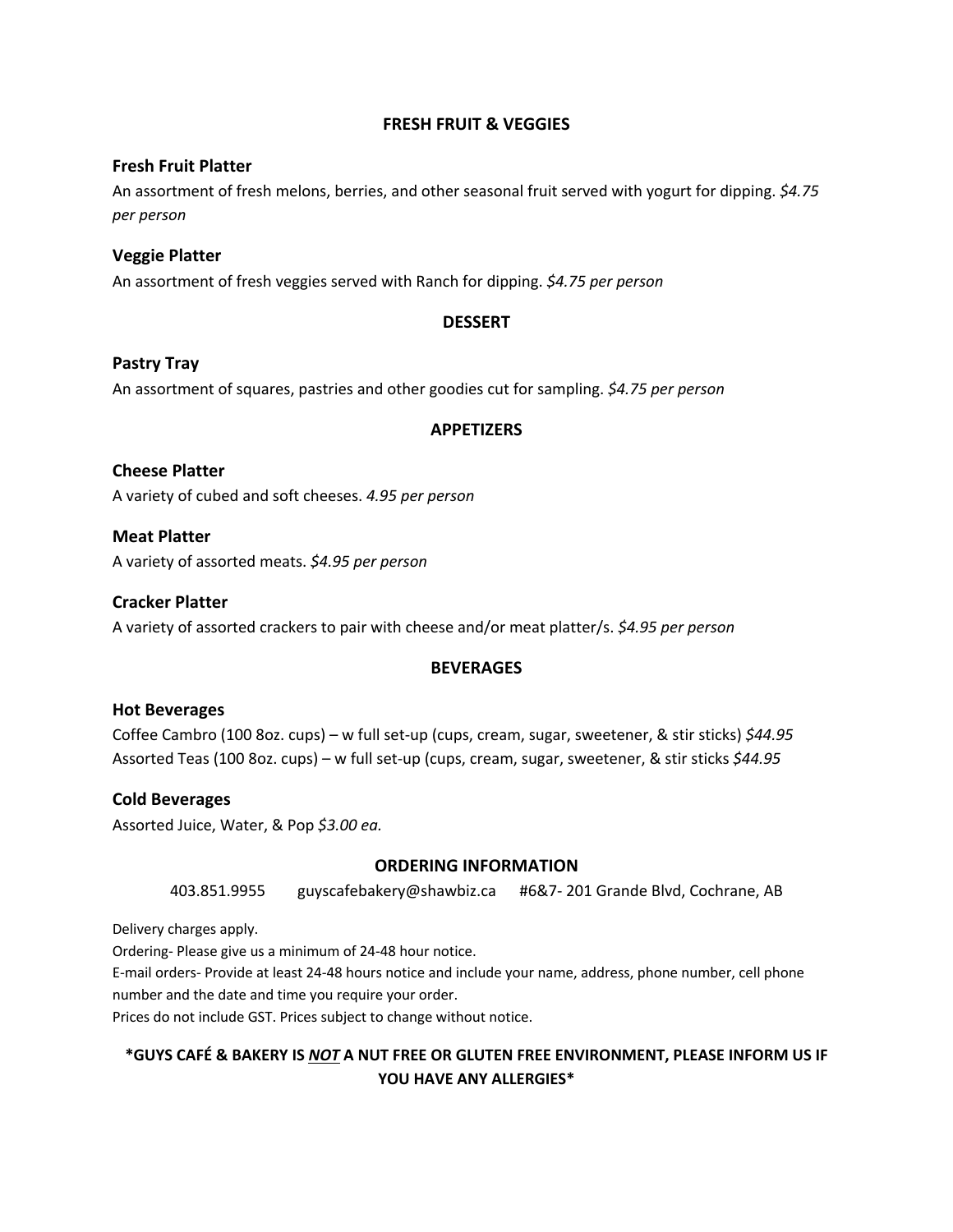## FRESH FRUIT & VEGGIES

### Fresh Fruit Platter

An assortment of fresh melons, berries, and other seasonal fruit served with yogurt for dipping. *$4.75 per person*

### Veggie Platter

An assortment of fresh veggies served with Ranch for dipping. *$4.75 per person*

## DESSERT

### Pastry Tray

An assortment of squares, pastries and other goodies cut for sampling. *$4.75 per person*

## APPETIZERS

### Cheese Platter

A variety of cubed and soft cheeses. *4.95 per person*

### Meat Platter

A variety of assorted meats. *$4.95 per person*

### Cracker Platter

A variety of assorted crackers to pair with cheese and/or meat platter/s. *$4.95 per person*

## BEVERAGES

### Hot Beverages

Coffee Cambro (100 8oz. cups) – w full set-up (cups, cream, sugar, sweetener, & stir sticks) *$44.95*
Assorted Teas (100 8oz. cups) – w full set-up (cups, cream, sugar, sweetener, & stir sticks *$44.95*

### Cold Beverages

Assorted Juice, Water, & Pop *$3.00 ea.*

## ORDERING INFORMATION

403.851.9955 guyscafebakery@shawbiz.ca #6&7- 201 Grande Blvd, Cochrane, AB

Delivery charges apply.
Ordering- Please give us a minimum of 24-48 hour notice.
E-mail orders- Provide at least 24-48 hours notice and include your name, address, phone number, cell phone number and the date and time you require your order.
Prices do not include GST. Prices subject to change without notice.

**\*GUYS CAFÉ & BAKERY IS *NOT* A NUT FREE OR GLUTEN FREE ENVIRONMENT, PLEASE INFORM US IF YOU HAVE ANY ALLERGIES\***